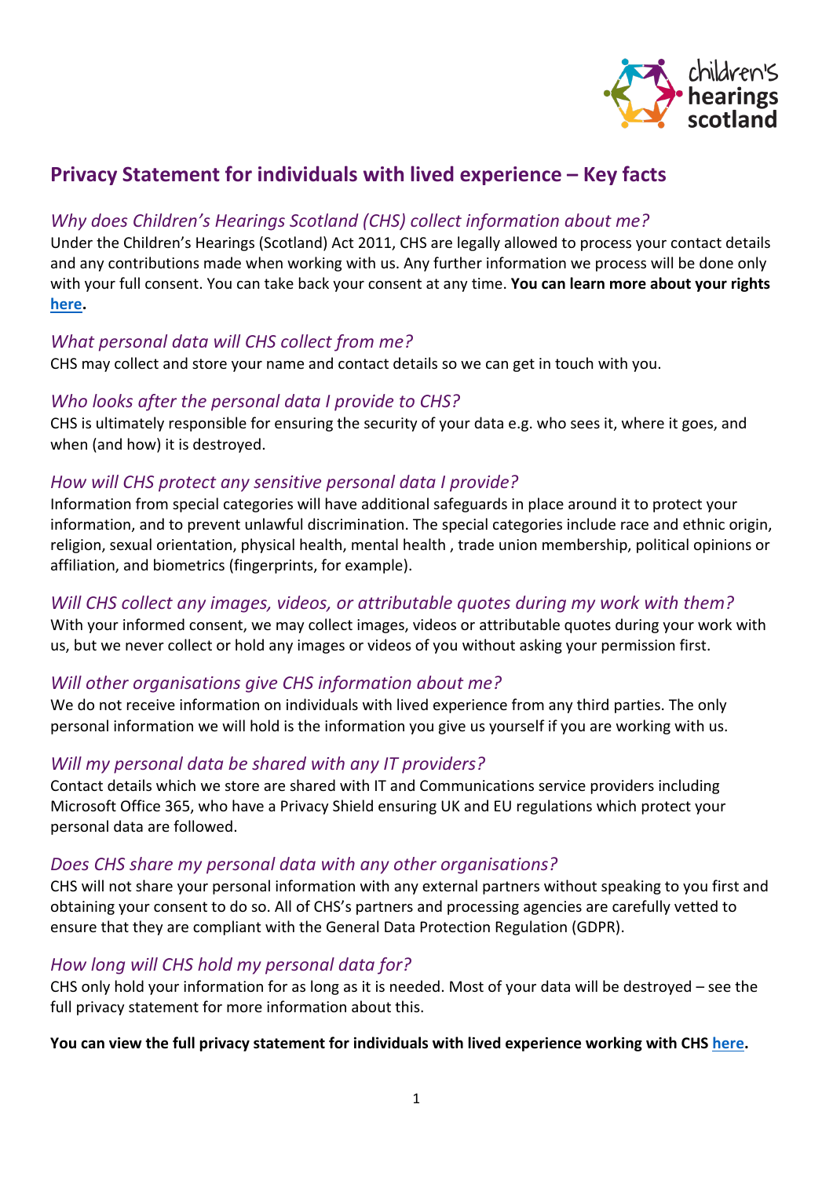## Privacy Statement for individuals with lived experience – Key facts

### *Why does Children's Hearings Scotland (CHS) collect information about me?*

Under the Children's Hearings (Scotland) Act 2011, CHS are legally allowed to process your contact details and any contributions made when working with us. Any further information we process will be done only with your full consent. You can take back your consent at any time. **You can learn more about your rights [here](#).**

### *What personal data will CHS collect from me?*

CHS may collect and store your name and contact details so we can get in touch with you.

### *Who looks after the personal data I provide to CHS?*

CHS is ultimately responsible for ensuring the security of your data e.g. who sees it, where it goes, and when (and how) it is destroyed.

### *How will CHS protect any sensitive personal data I provide?*

Information from special categories will have additional safeguards in place around it to protect your information, and to prevent unlawful discrimination. The special categories include race and ethnic origin, religion, sexual orientation, physical health, mental health , trade union membership, political opinions or affiliation, and biometrics (fingerprints, for example).

### *Will CHS collect any images, videos, or attributable quotes during my work with them?*

With your informed consent, we may collect images, videos or attributable quotes during your work with us, but we never collect or hold any images or videos of you without asking your permission first.

### *Will other organisations give CHS information about me?*

We do not receive information on individuals with lived experience from any third parties. The only personal information we will hold is the information you give us yourself if you are working with us.

### *Will my personal data be shared with any IT providers?*

Contact details which we store are shared with IT and Communications service providers including Microsoft Office 365, who have a Privacy Shield ensuring UK and EU regulations which protect your personal data are followed.

### *Does CHS share my personal data with any other organisations?*

CHS will not share your personal information with any external partners without speaking to you first and obtaining your consent to do so. All of CHS's partners and processing agencies are carefully vetted to ensure that they are compliant with the General Data Protection Regulation (GDPR).

### *How long will CHS hold my personal data for?*

CHS only hold your information for as long as it is needed. Most of your data will be destroyed – see the full privacy statement for more information about this.

**You can view the full privacy statement for individuals with lived experience working with CHS [here](#).**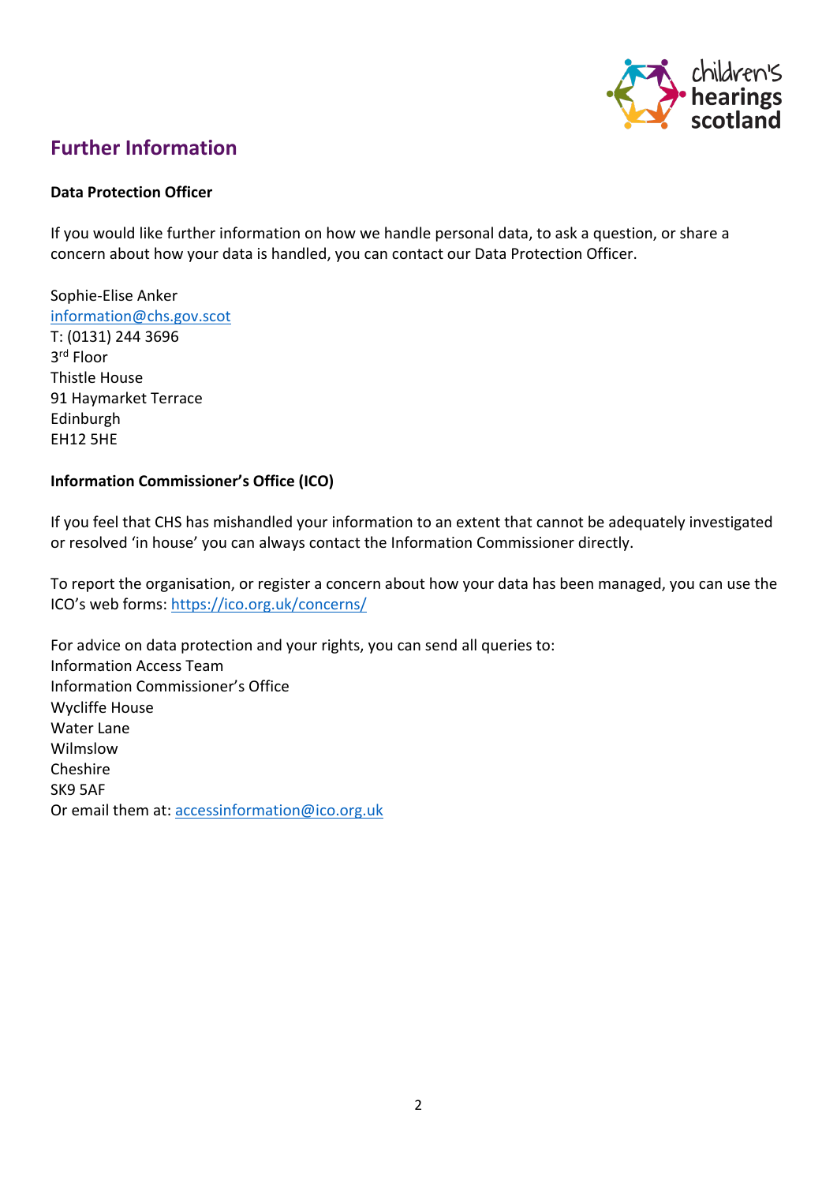## Further Information

**Data Protection Officer**

If you would like further information on how we handle personal data, to ask a question, or share a concern about how your data is handled, you can contact our Data Protection Officer.

Sophie-Elise Anker  
information@chs.gov.scot  
T: (0131) 244 3696  
3rd Floor  
Thistle House  
91 Haymarket Terrace  
Edinburgh  
EH12 5HE

**Information Commissioner's Office (ICO)**

If you feel that CHS has mishandled your information to an extent that cannot be adequately investigated or resolved 'in house' you can always contact the Information Commissioner directly.

To report the organisation, or register a concern about how your data has been managed, you can use the ICO's web forms: https://ico.org.uk/concerns/

For advice on data protection and your rights, you can send all queries to:  
Information Access Team  
Information Commissioner's Office  
Wycliffe House  
Water Lane  
Wilmslow  
Cheshire  
SK9 5AF  
Or email them at: accessinformation@ico.org.uk